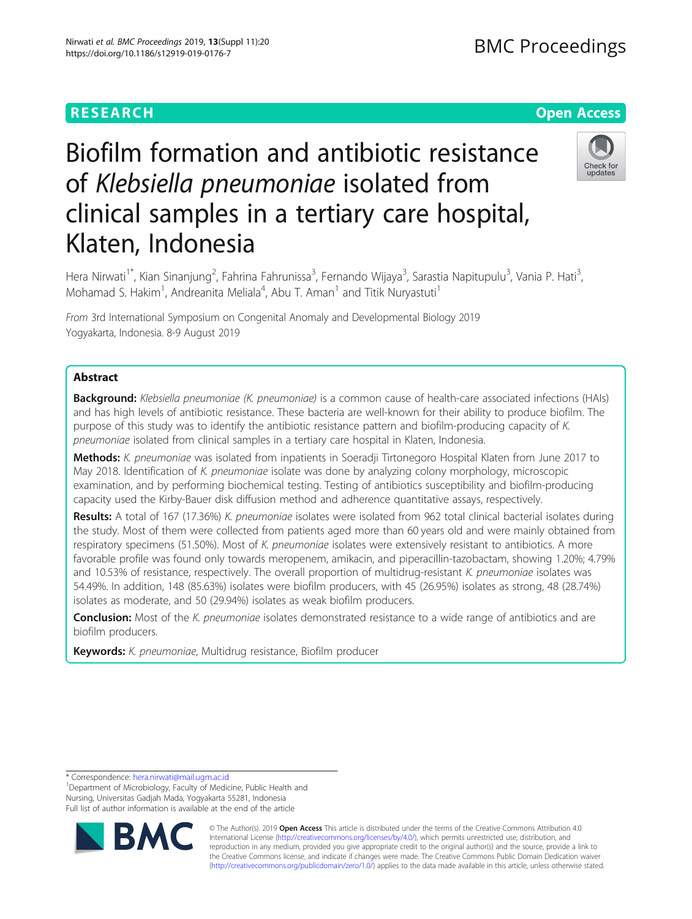RESEARCH

Open Access

# Biofilm formation and antibiotic resistance of *Klebsiella pneumoniae* isolated from clinical samples in a tertiary care hospital, Klaten, Indonesia

Hera Nirwati[1*], Kian Sinanjung[2], Fahrina Fahrunissa[3], Fernando Wijaya[3], Sarastia Napitupulu[3], Vania P. Hati[3], Mohamad S. Hakim[1], Andreanita Meliala[4], Abu T. Aman[1] and Titik Nuryastuti[1]

*From* 3rd International Symposium on Congenital Anomaly and Developmental Biology 2019
Yogyakarta, Indonesia. 8-9 August 2019

## Abstract

**Background:** *Klebsiella pneumoniae (K. pneumoniae)* is a common cause of health-care associated infections (HAIs) and has high levels of antibiotic resistance. These bacteria are well-known for their ability to produce biofilm. The purpose of this study was to identify the antibiotic resistance pattern and biofilm-producing capacity of *K. pneumoniae* isolated from clinical samples in a tertiary care hospital in Klaten, Indonesia.

**Methods:** *K. pneumoniae* was isolated from inpatients in Soeradji Tirtonegoro Hospital Klaten from June 2017 to May 2018. Identification of *K. pneumoniae* isolate was done by analyzing colony morphology, microscopic examination, and by performing biochemical testing. Testing of antibiotics susceptibility and biofilm-producing capacity used the Kirby-Bauer disk diffusion method and adherence quantitative assays, respectively.

**Results:** A total of 167 (17.36%) *K. pneumoniae* isolates were isolated from 962 total clinical bacterial isolates during the study. Most of them were collected from patients aged more than 60 years old and were mainly obtained from respiratory specimens (51.50%). Most of *K. pneumoniae* isolates were extensively resistant to antibiotics. A more favorable profile was found only towards meropenem, amikacin, and piperacillin-tazobactam, showing 1.20%; 4.79% and 10.53% of resistance, respectively. The overall proportion of multidrug-resistant *K. pneumoniae* isolates was 54.49%. In addition, 148 (85.63%) isolates were biofilm producers, with 45 (26.95%) isolates as strong, 48 (28.74%) isolates as moderate, and 50 (29.94%) isolates as weak biofilm producers.

**Conclusion:** Most of the *K. pneumoniae* isolates demonstrated resistance to a wide range of antibiotics and are biofilm producers.

**Keywords:** *K. pneumoniae*, Multidrug resistance, Biofilm producer

---

\* Correspondence: hera.nirwati@mail.ugm.ac.id
[1]Department of Microbiology, Faculty of Medicine, Public Health and Nursing, Universitas Gadjah Mada, Yogyakarta 55281, Indonesia
Full list of author information is available at the end of the article

© The Author(s). 2019 **Open Access** This article is distributed under the terms of the Creative Commons Attribution 4.0 International License (http://creativecommons.org/licenses/by/4.0/), which permits unrestricted use, distribution, and reproduction in any medium, provided you give appropriate credit to the original author(s) and the source, provide a link to the Creative Commons license, and indicate if changes were made. The Creative Commons Public Domain Dedication waiver (http://creativecommons.org/publicdomain/zero/1.0/) applies to the data made available in this article, unless otherwise stated.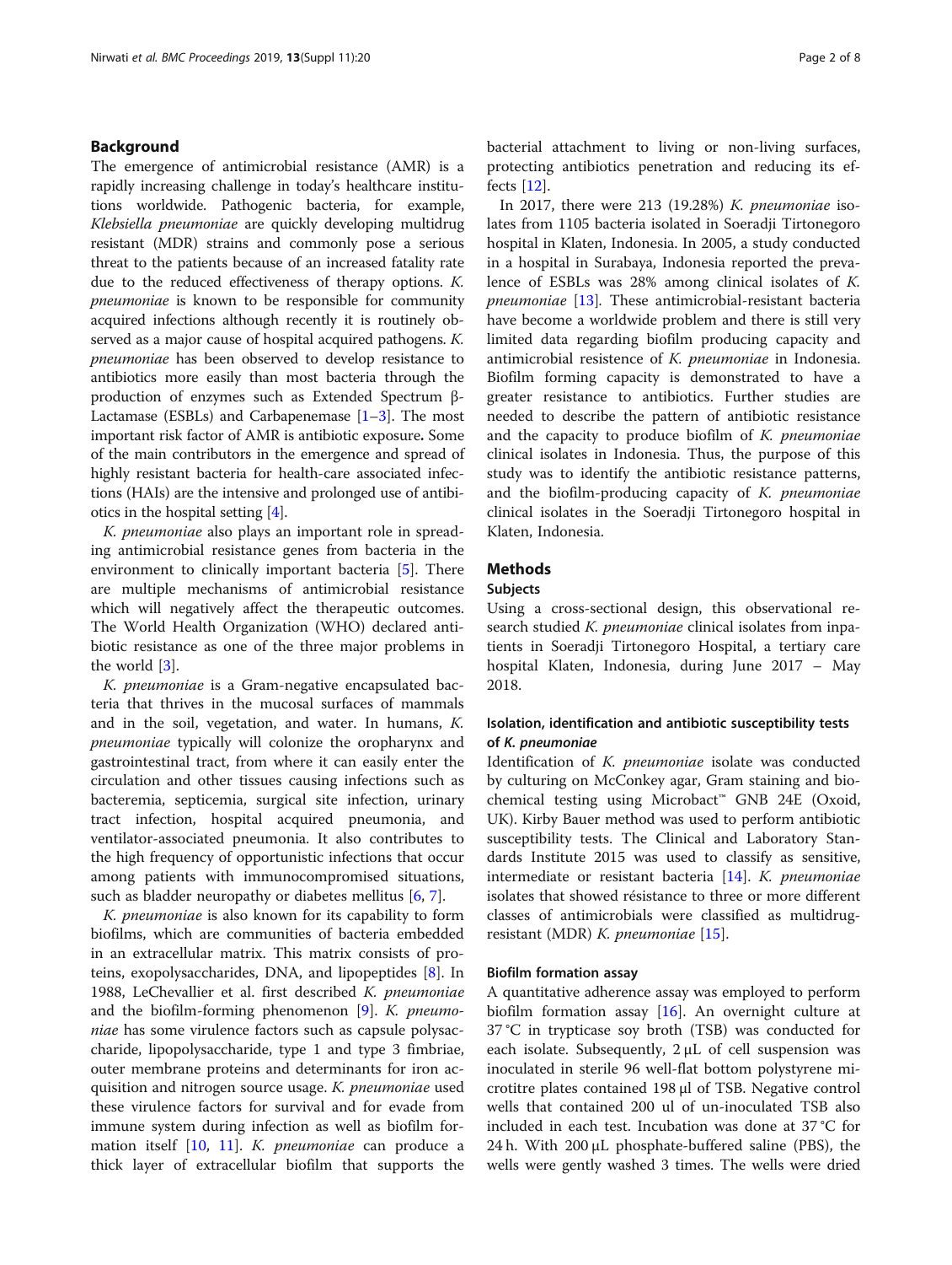## Background

The emergence of antimicrobial resistance (AMR) is a rapidly increasing challenge in today's healthcare institutions worldwide. Pathogenic bacteria, for example, *Klebsiella pneumoniae* are quickly developing multidrug resistant (MDR) strains and commonly pose a serious threat to the patients because of an increased fatality rate due to the reduced effectiveness of therapy options. *K. pneumoniae* is known to be responsible for community acquired infections although recently it is routinely observed as a major cause of hospital acquired pathogens. *K. pneumoniae* has been observed to develop resistance to antibiotics more easily than most bacteria through the production of enzymes such as Extended Spectrum β-Lactamase (ESBLs) and Carbapenemase [1–3]. The most important risk factor of AMR is antibiotic exposure. Some of the main contributors in the emergence and spread of highly resistant bacteria for health-care associated infections (HAIs) are the intensive and prolonged use of antibiotics in the hospital setting [4].

*K. pneumoniae* also plays an important role in spreading antimicrobial resistance genes from bacteria in the environment to clinically important bacteria [5]. There are multiple mechanisms of antimicrobial resistance which will negatively affect the therapeutic outcomes. The World Health Organization (WHO) declared antibiotic resistance as one of the three major problems in the world [3].

*K. pneumoniae* is a Gram-negative encapsulated bacteria that thrives in the mucosal surfaces of mammals and in the soil, vegetation, and water. In humans, *K. pneumoniae* typically will colonize the oropharynx and gastrointestinal tract, from where it can easily enter the circulation and other tissues causing infections such as bacteremia, septicemia, surgical site infection, urinary tract infection, hospital acquired pneumonia, and ventilator-associated pneumonia. It also contributes to the high frequency of opportunistic infections that occur among patients with immunocompromised situations, such as bladder neuropathy or diabetes mellitus [6, 7].

*K. pneumoniae* is also known for its capability to form biofilms, which are communities of bacteria embedded in an extracellular matrix. This matrix consists of proteins, exopolysaccharides, DNA, and lipopeptides [8]. In 1988, LeChevallier et al. first described *K. pneumoniae* and the biofilm-forming phenomenon [9]. *K. pneumoniae* has some virulence factors such as capsule polysaccharide, lipopolysaccharide, type 1 and type 3 fimbriae, outer membrane proteins and determinants for iron acquisition and nitrogen source usage. *K. pneumoniae* used these virulence factors for survival and for evade from immune system during infection as well as biofilm formation itself [10, 11]. *K. pneumoniae* can produce a thick layer of extracellular biofilm that supports the bacterial attachment to living or non-living surfaces, protecting antibiotics penetration and reducing its effects [12].

In 2017, there were 213 (19.28%) *K. pneumoniae* isolates from 1105 bacteria isolated in Soeradji Tirtonegoro hospital in Klaten, Indonesia. In 2005, a study conducted in a hospital in Surabaya, Indonesia reported the prevalence of ESBLs was 28% among clinical isolates of *K. pneumoniae* [13]. These antimicrobial-resistant bacteria have become a worldwide problem and there is still very limited data regarding biofilm producing capacity and antimicrobial resistence of *K. pneumoniae* in Indonesia. Biofilm forming capacity is demonstrated to have a greater resistance to antibiotics. Further studies are needed to describe the pattern of antibiotic resistance and the capacity to produce biofilm of *K. pneumoniae* clinical isolates in Indonesia. Thus, the purpose of this study was to identify the antibiotic resistance patterns, and the biofilm-producing capacity of *K. pneumoniae* clinical isolates in the Soeradji Tirtonegoro hospital in Klaten, Indonesia.

## Methods

### Subjects

Using a cross-sectional design, this observational research studied *K. pneumoniae* clinical isolates from inpatients in Soeradji Tirtonegoro Hospital, a tertiary care hospital Klaten, Indonesia, during June 2017 – May 2018.

### Isolation, identification and antibiotic susceptibility tests of *K. pneumoniae*

Identification of *K. pneumoniae* isolate was conducted by culturing on McConkey agar, Gram staining and biochemical testing using Microbact™ GNB 24E (Oxoid, UK). Kirby Bauer method was used to perform antibiotic susceptibility tests. The Clinical and Laboratory Standards Institute 2015 was used to classify as sensitive, intermediate or resistant bacteria [14]. *K. pneumoniae* isolates that showed résistance to three or more different classes of antimicrobials were classified as multidrug-resistant (MDR) *K. pneumoniae* [15].

### Biofilm formation assay

A quantitative adherence assay was employed to perform biofilm formation assay [16]. An overnight culture at 37 °C in trypticase soy broth (TSB) was conducted for each isolate. Subsequently, 2 μL of cell suspension was inoculated in sterile 96 well-flat bottom polystyrene microtitre plates contained 198 μl of TSB. Negative control wells that contained 200 ul of un-inoculated TSB also included in each test. Incubation was done at 37 °C for 24 h. With 200 μL phosphate-buffered saline (PBS), the wells were gently washed 3 times. The wells were dried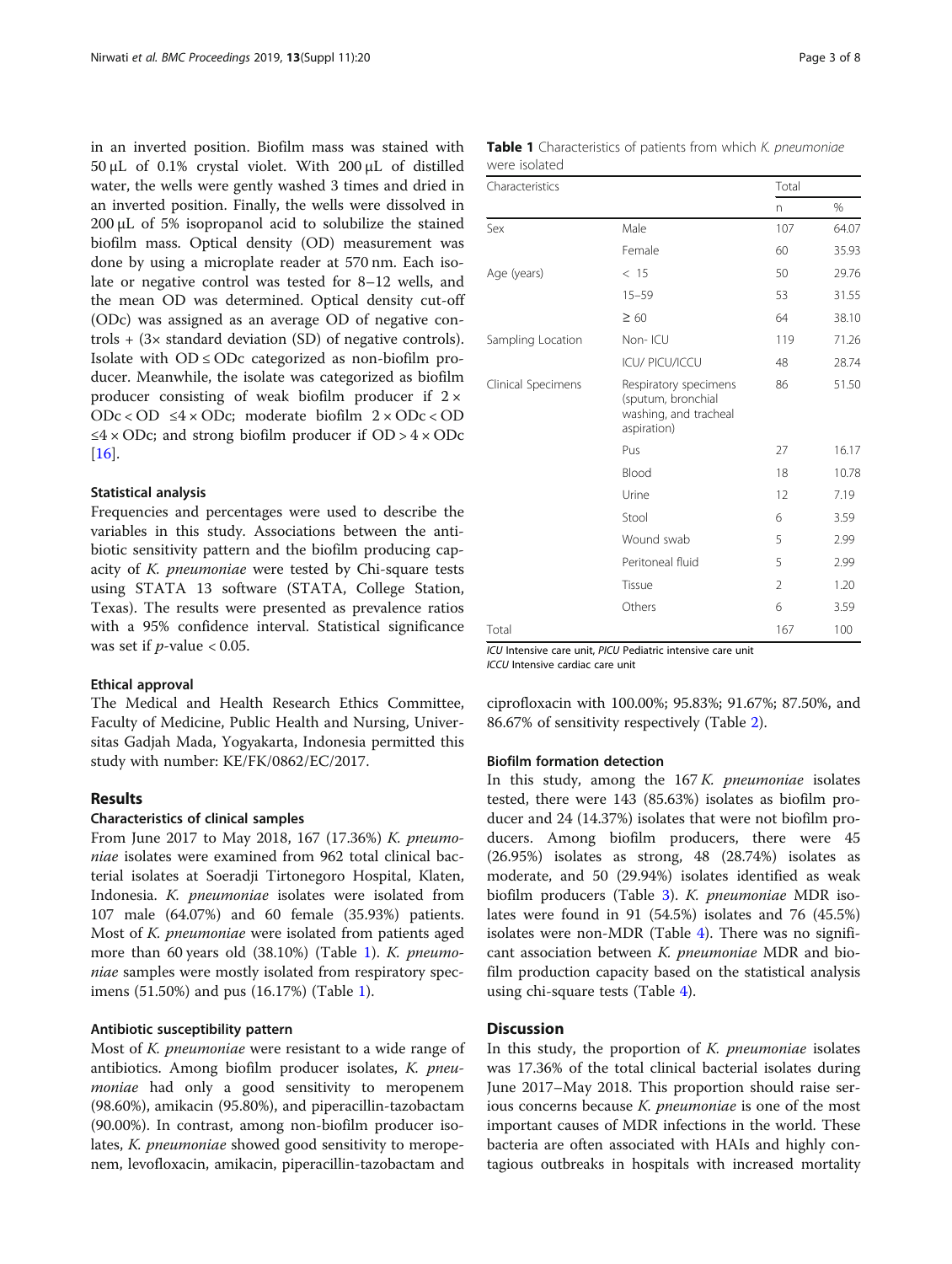in an inverted position. Biofilm mass was stained with 50 μL of 0.1% crystal violet. With 200 μL of distilled water, the wells were gently washed 3 times and dried in an inverted position. Finally, the wells were dissolved in 200 μL of 5% isopropanol acid to solubilize the stained biofilm mass. Optical density (OD) measurement was done by using a microplate reader at 570 nm. Each isolate or negative control was tested for 8–12 wells, and the mean OD was determined. Optical density cut-off (ODc) was assigned as an average OD of negative controls + (3× standard deviation (SD) of negative controls). Isolate with OD ≤ ODc categorized as non-biofilm producer. Meanwhile, the isolate was categorized as biofilm producer consisting of weak biofilm producer if 2 × ODc < OD ≤4 × ODc; moderate biofilm 2 × ODc < OD ≤4 × ODc; and strong biofilm producer if OD > 4 × ODc [16].

### Statistical analysis

Frequencies and percentages were used to describe the variables in this study. Associations between the antibiotic sensitivity pattern and the biofilm producing capacity of *K. pneumoniae* were tested by Chi-square tests using STATA 13 software (STATA, College Station, Texas). The results were presented as prevalence ratios with a 95% confidence interval. Statistical significance was set if $p$-value < 0.05.

### Ethical approval

The Medical and Health Research Ethics Committee, Faculty of Medicine, Public Health and Nursing, Universitas Gadjah Mada, Yogyakarta, Indonesia permitted this study with number: KE/FK/0862/EC/2017.

## Results

### Characteristics of clinical samples

From June 2017 to May 2018, 167 (17.36%) *K. pneumoniae* isolates were examined from 962 total clinical bacterial isolates at Soeradji Tirtonegoro Hospital, Klaten, Indonesia. *K. pneumoniae* isolates were isolated from 107 male (64.07%) and 60 female (35.93%) patients. Most of *K. pneumoniae* were isolated from patients aged more than 60 years old (38.10%) (Table 1). *K. pneumoniae* samples were mostly isolated from respiratory specimens (51.50%) and pus (16.17%) (Table 1).

**Table 1** Characteristics of patients from which *K. pneumoniae* were isolated

| Characteristics | | Total | |
|---|---|---|---|
| | | n | % |
| Sex | Male | 107 | 64.07 |
| | Female | 60 | 35.93 |
| Age (years) | < 15 | 50 | 29.76 |
| | 15–59 | 53 | 31.55 |
| | ≥ 60 | 64 | 38.10 |
| Sampling Location | Non- ICU | 119 | 71.26 |
| | ICU/ PICU/ICCU | 48 | 28.74 |
| Clinical Specimens | Respiratory specimens (sputum, bronchial washing, and tracheal aspiration) | 86 | 51.50 |
| | Pus | 27 | 16.17 |
| | Blood | 18 | 10.78 |
| | Urine | 12 | 7.19 |
| | Stool | 6 | 3.59 |
| | Wound swab | 5 | 2.99 |
| | Peritoneal fluid | 5 | 2.99 |
| | Tissue | 2 | 1.20 |
| | Others | 6 | 3.59 |
| Total | | 167 | 100 |

*ICU* Intensive care unit, *PICU* Pediatric intensive care unit
*ICCU* Intensive cardiac care unit

### Antibiotic susceptibility pattern

Most of *K. pneumoniae* were resistant to a wide range of antibiotics. Among biofilm producer isolates, *K. pneumoniae* had only a good sensitivity to meropenem (98.60%), amikacin (95.80%), and piperacillin-tazobactam (90.00%). In contrast, among non-biofilm producer isolates, *K. pneumoniae* showed good sensitivity to meropenem, levofloxacin, amikacin, piperacillin-tazobactam and ciprofloxacin with 100.00%; 95.83%; 91.67%; 87.50%, and 86.67% of sensitivity respectively (Table 2).

### Biofilm formation detection

In this study, among the 167 *K. pneumoniae* isolates tested, there were 143 (85.63%) isolates as biofilm producer and 24 (14.37%) isolates that were not biofilm producers. Among biofilm producers, there were 45 (26.95%) isolates as strong, 48 (28.74%) isolates as moderate, and 50 (29.94%) isolates identified as weak biofilm producers (Table 3). *K. pneumoniae* MDR isolates were found in 91 (54.5%) isolates and 76 (45.5%) isolates were non-MDR (Table 4). There was no significant association between *K. pneumoniae* MDR and biofilm production capacity based on the statistical analysis using chi-square tests (Table 4).

## Discussion

In this study, the proportion of *K. pneumoniae* isolates was 17.36% of the total clinical bacterial isolates during June 2017–May 2018. This proportion should raise serious concerns because *K. pneumoniae* is one of the most important causes of MDR infections in the world. These bacteria are often associated with HAIs and highly contagious outbreaks in hospitals with increased mortality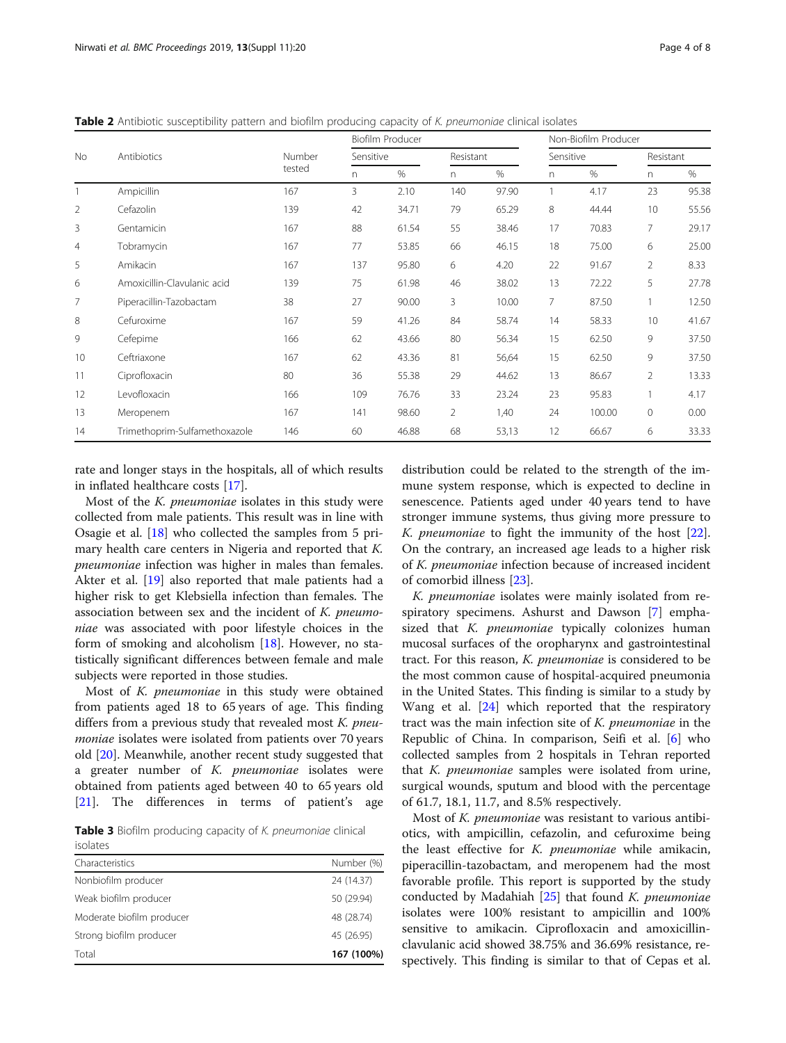**Table 2** Antibiotic susceptibility pattern and biofilm producing capacity of *K. pneumoniae* clinical isolates

| No | Antibiotics | Number tested | Biofilm Producer | | | | Non-Biofilm Producer | | | |
|---|---|---|---|---|---|---|---|---|---|---|
| | | | Sensitive | | Resistant | | Sensitive | | Resistant | |
| | | | n | % | n | % | n | % | n | % |
| 1 | Ampicillin | 167 | 3 | 2.10 | 140 | 97.90 | 1 | 4.17 | 23 | 95.38 |
| 2 | Cefazolin | 139 | 42 | 34.71 | 79 | 65.29 | 8 | 44.44 | 10 | 55.56 |
| 3 | Gentamicin | 167 | 88 | 61.54 | 55 | 38.46 | 17 | 70.83 | 7 | 29.17 |
| 4 | Tobramycin | 167 | 77 | 53.85 | 66 | 46.15 | 18 | 75.00 | 6 | 25.00 |
| 5 | Amikacin | 167 | 137 | 95.80 | 6 | 4.20 | 22 | 91.67 | 2 | 8.33 |
| 6 | Amoxicillin-Clavulanic acid | 139 | 75 | 61.98 | 46 | 38.02 | 13 | 72.22 | 5 | 27.78 |
| 7 | Piperacillin-Tazobactam | 38 | 27 | 90.00 | 3 | 10.00 | 7 | 87.50 | 1 | 12.50 |
| 8 | Cefuroxime | 167 | 59 | 41.26 | 84 | 58.74 | 14 | 58.33 | 10 | 41.67 |
| 9 | Cefepime | 166 | 62 | 43.66 | 80 | 56.34 | 15 | 62.50 | 9 | 37.50 |
| 10 | Ceftriaxone | 167 | 62 | 43.36 | 81 | 56,64 | 15 | 62.50 | 9 | 37.50 |
| 11 | Ciprofloxacin | 80 | 36 | 55.38 | 29 | 44.62 | 13 | 86.67 | 2 | 13.33 |
| 12 | Levofloxacin | 166 | 109 | 76.76 | 33 | 23.24 | 23 | 95.83 | 1 | 4.17 |
| 13 | Meropenem | 167 | 141 | 98.60 | 2 | 1,40 | 24 | 100.00 | 0 | 0.00 |
| 14 | Trimethoprim-Sulfamethoxazole | 146 | 60 | 46.88 | 68 | 53,13 | 12 | 66.67 | 6 | 33.33 |

rate and longer stays in the hospitals, all of which results in inflated healthcare costs [17].

Most of the *K. pneumoniae* isolates in this study were collected from male patients. This result was in line with Osagie et al. [18] who collected the samples from 5 primary health care centers in Nigeria and reported that *K. pneumoniae* infection was higher in males than females. Akter et al. [19] also reported that male patients had a higher risk to get Klebsiella infection than females. The association between sex and the incident of *K. pneumoniae* was associated with poor lifestyle choices in the form of smoking and alcoholism [18]. However, no statistically significant differences between female and male subjects were reported in those studies.

Most of *K. pneumoniae* in this study were obtained from patients aged 18 to 65 years of age. This finding differs from a previous study that revealed most *K. pneumoniae* isolates were isolated from patients over 70 years old [20]. Meanwhile, another recent study suggested that a greater number of *K. pneumoniae* isolates were obtained from patients aged between 40 to 65 years old [21]. The differences in terms of patient's age distribution could be related to the strength of the immune system response, which is expected to decline in senescence. Patients aged under 40 years tend to have stronger immune systems, thus giving more pressure to *K. pneumoniae* to fight the immunity of the host [22]. On the contrary, an increased age leads to a higher risk of *K. pneumoniae* infection because of increased incident of comorbid illness [23].

**Table 3** Biofilm producing capacity of *K. pneumoniae* clinical isolates

| Characteristics | Number (%) |
|---|---|
| Nonbiofilm producer | 24 (14.37) |
| Weak biofilm producer | 50 (29.94) |
| Moderate biofilm producer | 48 (28.74) |
| Strong biofilm producer | 45 (26.95) |
| Total | **167 (100%)** |

*K. pneumoniae* isolates were mainly isolated from respiratory specimens. Ashurst and Dawson [7] emphasized that *K. pneumoniae* typically colonizes human mucosal surfaces of the oropharynx and gastrointestinal tract. For this reason, *K. pneumoniae* is considered to be the most common cause of hospital-acquired pneumonia in the United States. This finding is similar to a study by Wang et al. [24] which reported that the respiratory tract was the main infection site of *K. pneumoniae* in the Republic of China. In comparison, Seifi et al. [6] who collected samples from 2 hospitals in Tehran reported that *K. pneumoniae* samples were isolated from urine, surgical wounds, sputum and blood with the percentage of 61.7, 18.1, 11.7, and 8.5% respectively.

Most of *K. pneumoniae* was resistant to various antibiotics, with ampicillin, cefazolin, and cefuroxime being the least effective for *K. pneumoniae* while amikacin, piperacillin-tazobactam, and meropenem had the most favorable profile. This report is supported by the study conducted by Madahiah [25] that found *K. pneumoniae* isolates were 100% resistant to ampicillin and 100% sensitive to amikacin. Ciprofloxacin and amoxicillin-clavulanic acid showed 38.75% and 36.69% resistance, respectively. This finding is similar to that of Cepas et al.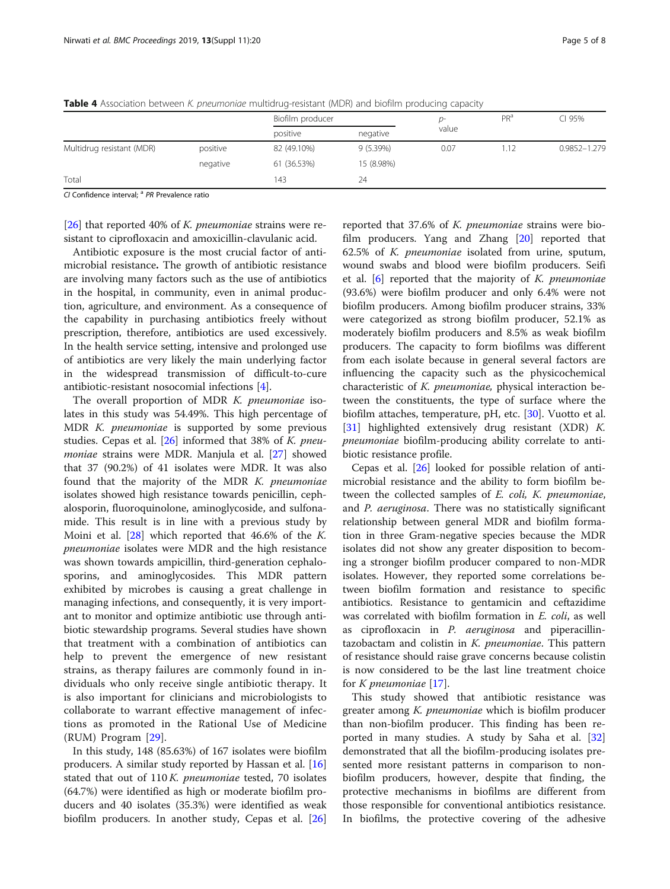**Table 4** Association between *K. pneumoniae* multidrug-resistant (MDR) and biofilm producing capacity

| | | Biofilm producer | | *p*-value | PR[a] | CI 95% |
|---|---|---|---|---|---|---|
| | | positive | negative | | | |
| Multidrug resistant (MDR) | positive | 82 (49.10%) | 9 (5.39%) | 0.07 | 1.12 | 0.9852–1.279 |
| | negative | 61 (36.53%) | 15 (8.98%) | | | |
| Total | | 143 | 24 | | | |

*CI* Confidence interval; [a] *PR* Prevalence ratio

[26] that reported 40% of *K. pneumoniae* strains were resistant to ciprofloxacin and amoxicillin-clavulanic acid.

Antibiotic exposure is the most crucial factor of antimicrobial resistance**.** The growth of antibiotic resistance are involving many factors such as the use of antibiotics in the hospital, in community, even in animal production, agriculture, and environment. As a consequence of the capability in purchasing antibiotics freely without prescription, therefore, antibiotics are used excessively. In the health service setting, intensive and prolonged use of antibiotics are very likely the main underlying factor in the widespread transmission of difficult-to-cure antibiotic-resistant nosocomial infections [4].

The overall proportion of MDR *K. pneumoniae* isolates in this study was 54.49%. This high percentage of MDR *K. pneumoniae* is supported by some previous studies. Cepas et al. [26] informed that 38% of *K. pneumoniae* strains were MDR. Manjula et al. [27] showed that 37 (90.2%) of 41 isolates were MDR. It was also found that the majority of the MDR *K. pneumoniae* isolates showed high resistance towards penicillin, cephalosporin, fluoroquinolone, aminoglycoside, and sulfonamide. This result is in line with a previous study by Moini et al. [28] which reported that 46.6% of the *K. pneumoniae* isolates were MDR and the high resistance was shown towards ampicillin, third-generation cephalosporins, and aminoglycosides. This MDR pattern exhibited by microbes is causing a great challenge in managing infections, and consequently, it is very important to monitor and optimize antibiotic use through antibiotic stewardship programs. Several studies have shown that treatment with a combination of antibiotics can help to prevent the emergence of new resistant strains, as therapy failures are commonly found in individuals who only receive single antibiotic therapy. It is also important for clinicians and microbiologists to collaborate to warrant effective management of infections as promoted in the Rational Use of Medicine (RUM) Program [29].

In this study, 148 (85.63%) of 167 isolates were biofilm producers. A similar study reported by Hassan et al. [16] stated that out of 110 *K. pneumoniae* tested, 70 isolates (64.7%) were identified as high or moderate biofilm producers and 40 isolates (35.3%) were identified as weak biofilm producers. In another study, Cepas et al. [26] reported that 37.6% of *K. pneumoniae* strains were biofilm producers. Yang and Zhang [20] reported that 62.5% of *K. pneumoniae* isolated from urine, sputum, wound swabs and blood were biofilm producers. Seifi et al. [6] reported that the majority of *K. pneumoniae* (93.6%) were biofilm producer and only 6.4% were not biofilm producers. Among biofilm producer strains, 33% were categorized as strong biofilm producer, 52.1% as moderately biofilm producers and 8.5% as weak biofilm producers. The capacity to form biofilms was different from each isolate because in general several factors are influencing the capacity such as the physicochemical characteristic of *K. pneumoniae*, physical interaction between the constituents, the type of surface where the biofilm attaches, temperature, pH, etc. [30]. Vuotto et al. [31] highlighted extensively drug resistant (XDR) *K. pneumoniae* biofilm-producing ability correlate to antibiotic resistance profile.

Cepas et al. [26] looked for possible relation of antimicrobial resistance and the ability to form biofilm between the collected samples of *E. coli, K. pneumoniae*, and *P. aeruginosa*. There was no statistically significant relationship between general MDR and biofilm formation in three Gram-negative species because the MDR isolates did not show any greater disposition to becoming a stronger biofilm producer compared to non-MDR isolates. However, they reported some correlations between biofilm formation and resistance to specific antibiotics. Resistance to gentamicin and ceftazidime was correlated with biofilm formation in *E. coli*, as well as ciprofloxacin in *P. aeruginosa* and piperacillin-tazobactam and colistin in *K. pneumoniae*. This pattern of resistance should raise grave concerns because colistin is now considered to be the last line treatment choice for *K pneumoniae* [17].

This study showed that antibiotic resistance was greater among *K. pneumoniae* which is biofilm producer than non-biofilm producer. This finding has been reported in many studies. A study by Saha et al. [32] demonstrated that all the biofilm-producing isolates presented more resistant patterns in comparison to non-biofilm producers, however, despite that finding, the protective mechanisms in biofilms are different from those responsible for conventional antibiotics resistance. In biofilms, the protective covering of the adhesive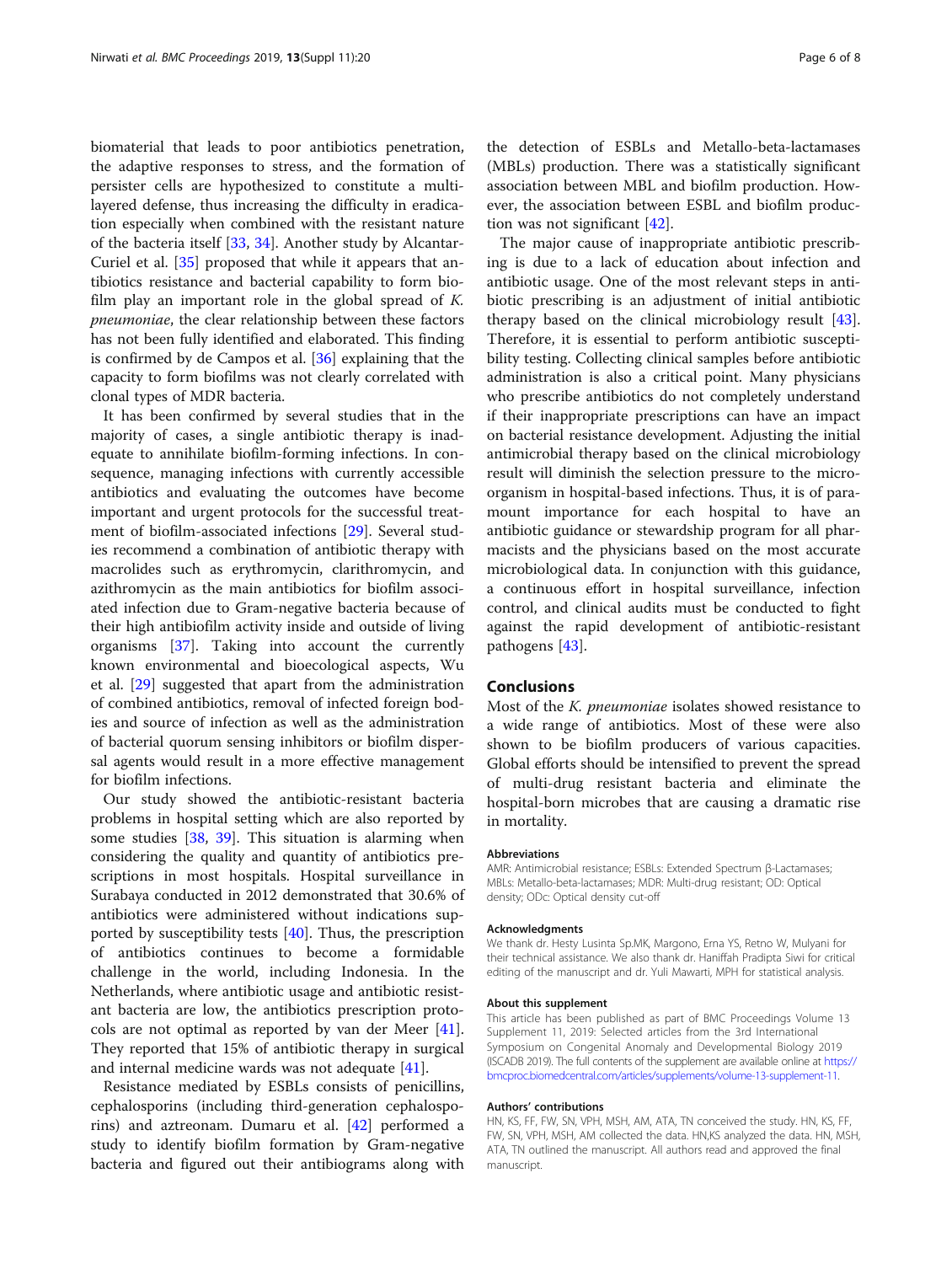biomaterial that leads to poor antibiotics penetration, the adaptive responses to stress, and the formation of persister cells are hypothesized to constitute a multilayered defense, thus increasing the difficulty in eradication especially when combined with the resistant nature of the bacteria itself [33, 34]. Another study by Alcantar-Curiel et al. [35] proposed that while it appears that antibiotics resistance and bacterial capability to form biofilm play an important role in the global spread of *K. pneumoniae*, the clear relationship between these factors has not been fully identified and elaborated. This finding is confirmed by de Campos et al. [36] explaining that the capacity to form biofilms was not clearly correlated with clonal types of MDR bacteria.

It has been confirmed by several studies that in the majority of cases, a single antibiotic therapy is inadequate to annihilate biofilm-forming infections. In consequence, managing infections with currently accessible antibiotics and evaluating the outcomes have become important and urgent protocols for the successful treatment of biofilm-associated infections [29]. Several studies recommend a combination of antibiotic therapy with macrolides such as erythromycin, clarithromycin, and azithromycin as the main antibiotics for biofilm associated infection due to Gram-negative bacteria because of their high antibiofilm activity inside and outside of living organisms [37]. Taking into account the currently known environmental and bioecological aspects, Wu et al. [29] suggested that apart from the administration of combined antibiotics, removal of infected foreign bodies and source of infection as well as the administration of bacterial quorum sensing inhibitors or biofilm dispersal agents would result in a more effective management for biofilm infections.

Our study showed the antibiotic-resistant bacteria problems in hospital setting which are also reported by some studies [38, 39]. This situation is alarming when considering the quality and quantity of antibiotics prescriptions in most hospitals. Hospital surveillance in Surabaya conducted in 2012 demonstrated that 30.6% of antibiotics were administered without indications supported by susceptibility tests [40]. Thus, the prescription of antibiotics continues to become a formidable challenge in the world, including Indonesia. In the Netherlands, where antibiotic usage and antibiotic resistant bacteria are low, the antibiotics prescription protocols are not optimal as reported by van der Meer [41]. They reported that 15% of antibiotic therapy in surgical and internal medicine wards was not adequate [41].

Resistance mediated by ESBLs consists of penicillins, cephalosporins (including third-generation cephalosporins) and aztreonam. Dumaru et al. [42] performed a study to identify biofilm formation by Gram-negative bacteria and figured out their antibiograms along with the detection of ESBLs and Metallo-beta-lactamases (MBLs) production. There was a statistically significant association between MBL and biofilm production. However, the association between ESBL and biofilm production was not significant [42].

The major cause of inappropriate antibiotic prescribing is due to a lack of education about infection and antibiotic usage. One of the most relevant steps in antibiotic prescribing is an adjustment of initial antibiotic therapy based on the clinical microbiology result [43]. Therefore, it is essential to perform antibiotic susceptibility testing. Collecting clinical samples before antibiotic administration is also a critical point. Many physicians who prescribe antibiotics do not completely understand if their inappropriate prescriptions can have an impact on bacterial resistance development. Adjusting the initial antimicrobial therapy based on the clinical microbiology result will diminish the selection pressure to the microorganism in hospital-based infections. Thus, it is of paramount importance for each hospital to have an antibiotic guidance or stewardship program for all pharmacists and the physicians based on the most accurate microbiological data. In conjunction with this guidance, a continuous effort in hospital surveillance, infection control, and clinical audits must be conducted to fight against the rapid development of antibiotic-resistant pathogens [43].

## Conclusions

Most of the *K. pneumoniae* isolates showed resistance to a wide range of antibiotics. Most of these were also shown to be biofilm producers of various capacities. Global efforts should be intensified to prevent the spread of multi-drug resistant bacteria and eliminate the hospital-born microbes that are causing a dramatic rise in mortality.

### Abbreviations

AMR: Antimicrobial resistance; ESBLs: Extended Spectrum β-Lactamases; MBLs: Metallo-beta-lactamases; MDR: Multi-drug resistant; OD: Optical density; ODc: Optical density cut-off

### Acknowledgments

We thank dr. Hesty Lusinta Sp.MK, Margono, Erna YS, Retno W, Mulyani for their technical assistance. We also thank dr. Haniffah Pradipta Siwi for critical editing of the manuscript and dr. Yuli Mawarti, MPH for statistical analysis.

### About this supplement

This article has been published as part of BMC Proceedings Volume 13 Supplement 11, 2019: Selected articles from the 3rd International Symposium on Congenital Anomaly and Developmental Biology 2019 (ISCADB 2019). The full contents of the supplement are available online at https://bmcproc.biomedcentral.com/articles/supplements/volume-13-supplement-11.

### Authors' contributions

HN, KS, FF, FW, SN, VPH, MSH, AM, ATA, TN conceived the study. HN, KS, FF, FW, SN, VPH, MSH, AM collected the data. HN,KS analyzed the data. HN, MSH, ATA, TN outlined the manuscript. All authors read and approved the final manuscript.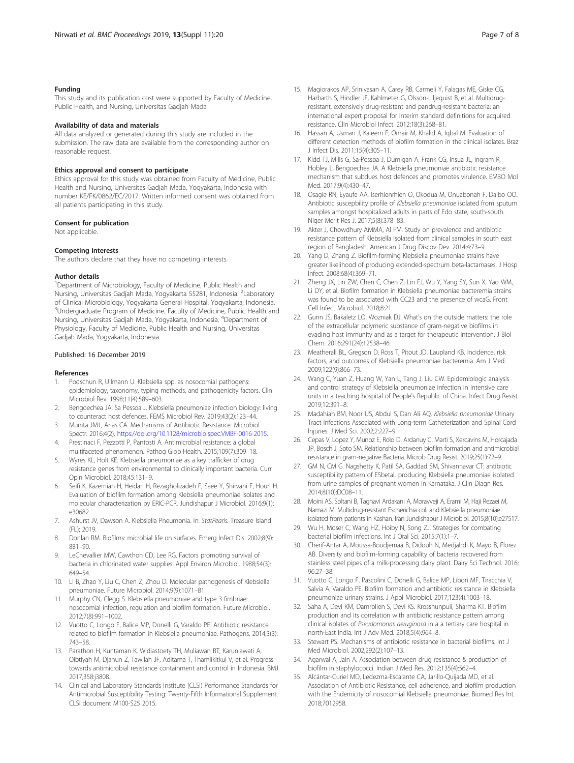## Funding

This study and its publication cost were supported by Faculty of Medicine, Public Health, and Nursing, Universitas Gadjah Mada

## Availability of data and materials

All data analyzed or generated during this study are included in the submission. The raw data are available from the corresponding author on reasonable request.

## Ethics approval and consent to participate

Ethics approval for this study was obtained from Faculty of Medicine, Public Health and Nursing, Universitas Gadjah Mada, Yogyakarta, Indonesia with number KE/FK/0862/EC/2017. Written informed consent was obtained from all patients participating in this study.

## Consent for publication

Not applicable.

## Competing interests

The authors declare that they have no competing interests.

## Author details

[1]Department of Microbiology, Faculty of Medicine, Public Health and Nursing, Universitas Gadjah Mada, Yogyakarta 55281, Indonesia. [2]Laboratory of Clinical Microbiology, Yogyakarta General Hospital, Yogyakarta, Indonesia. [3]Undergraduate Program of Medicine, Faculty of Medicine, Public Health and Nursing, Universitas Gadjah Mada, Yogyakarta, Indonesia. [4]Department of Physiology, Faculty of Medicine, Public Health and Nursing, Universitas Gadjah Mada, Yogyakarta, Indonesia.

Published: 16 December 2019

## References

1. Podschun R, Ullmann U. Klebsiella spp. as nosocomial pathogens: epidemiology, taxonomy, typing methods, and pathogenicity factors. Clin Microbiol Rev. 1998;11(4):589–603.
2. Bengoechea JA, Sa Pessoa J. Klebsiella pneumoniae infection biology: living to counteract host defences. FEMS Microbiol Rev. 2019;43(2):123–44.
3. Munita JM1, Arias CA. Mechanisms of Antibiotic Resistance. Microbiol Spectr. 2016;4(2). https://doi.org/10.1128/microbiolspec.VMBF-0016-2015.
4. Prestinaci F, Pezzotti P, Pantosti A. Antimicrobial resistance: a global multifaceted phenomenon. Pathog Glob Health. 2015;109(7):309–18.
5. Wyres KL, Holt KE. Klebsiella pneumoniae as a key trafficker of drug resistance genes from environmental to clinically important bacteria. Curr Opin Microbiol. 2018;45:131–9.
6. Seifi K, Kazemian H, Heidari H, Rezagholizadeh F, Saee Y, Shirvani F, Houri H. Evaluation of biofilm formation among Klebsiella pneumoniae isolates and molecular characterization by ERIC-PCR. Jundishapur J Microbiol. 2016;9(1):e30682.
7. Ashurst JV, Dawson A. Klebsiella Pneumonia. In: *StatPearls*. Treasure Island (FL); 2019.
8. Donlan RM. Biofilms: microbial life on surfaces. Emerg Infect Dis. 2002;8(9):881–90.
9. LeChevallier MW, Cawthon CD, Lee RG. Factors promoting survival of bacteria in chlorinated water supplies. Appl Environ Microbiol. 1988;54(3):649–54.
10. Li B, Zhao Y, Liu C, Chen Z, Zhou D. Molecular pathogenesis of Klebsiella pneumoniae. Future Microbiol. 2014;9(9):1071–81.
11. Murphy CN, Clegg S. Klebsiella pneumoniae and type 3 fimbriae: nosocomial infection, regulation and biofilm formation. Future Microbiol. 2012;7(8):991–1002.
12. Vuotto C, Longo F, Balice MP, Donelli G, Varaldo PE. Antibiotic resistance related to biofilm formation in Klebsiella pneumoniae. Pathogens. 2014;3(3):743–58.
13. Parathon H, Kuntaman K, Widiastoety TH, Muliawan BT, Karuniawati A, Qibtiyah M, Djanun Z, Tawilah JF, Aditama T, Thamlikitkul V, et al. Progress towards antimicrobial resistance containment and control in Indonesia. BMJ. 2017;358:j3808.
14. Clinical and Laboratory Standards Institute (CLSI) Performance Standards for Antimicrobial Susceptibility Testing: Twenty-Fifth Informational Supplement. CLSI document M100-S25 2015.
15. Magiorakos AP, Srinivasan A, Carey RB, Carmeli Y, Falagas ME, Giske CG, Harbarth S, Hindler JF, Kahlmeter G, Olsson-Liljequist B, et al. Multidrug-resistant, extensively drug-resistant and pandrug-resistant bacteria: an international expert proposal for interim standard definitions for acquired resistance. Clin Microbiol Infect. 2012;18(3):268–81.
16. Hassan A, Usman J, Kaleem F, Omair M, Khalid A, Iqbal M. Evaluation of different detection methods of biofilm formation in the clinical isolates. Braz J Infect Dis. 2011;15(4):305–11.
17. Kidd TJ, Mills G, Sa-Pessoa J, Dumigan A, Frank CG, Insua JL, Ingram R, Hobley L, Bengoechea JA. A Klebsiella pneumoniae antibiotic resistance mechanism that subdues host defences and promotes virulence. EMBO Mol Med. 2017;9(4):430–47.
18. Osagie RN, Eyaufe AA, Iserhienrhien O, Okodua M, Onuabonah F, Daibo OO. Antibiotic susceptibility profile of *Klebsiella pneumoniae* isolated from sputum samples amongst hospitalized adults in parts of Edo state, south-south. Niger Merit Res J. 2017;5(8):378–83.
19. Akter J, Chowdhury AMMA, Al FM. Study on prevalence and antibiotic resistance pattern of Klebsiella isolated from clinical samples in south east region of Bangladesh. American J Drug Discov Dev. 2014;4:73–9.
20. Yang D, Zhang Z. Biofilm-forming Klebsiella pneumoniae strains have greater likelihood of producing extended-spectrum beta-lactamases. J Hosp Infect. 2008;68(4):369–71.
21. Zheng JX, Lin ZW, Chen C, Chen Z, Lin FJ, Wu Y, Yang SY, Sun X, Yao WM, Li DY, et al. Biofilm formation in Klebsiella pneumoniae bacteremia strains was found to be associated with CC23 and the presence of wcaG. Front Cell Infect Microbiol. 2018;8:21.
22. Gunn JS, Bakaletz LO, Wozniak DJ. What's on the outside matters: the role of the extracellular polymeric substance of gram-negative biofilms in evading host immunity and as a target for therapeutic intervention. J Biol Chem. 2016;291(24):12538–46.
23. Meatherall BL, Gregson D, Ross T, Pitout JD, Laupland KB. Incidence, risk factors, and outcomes of Klebsiella pneumoniae bacteremia. Am J Med. 2009;122(9):866–73.
24. Wang C, Yuan Z, Huang W, Yan L, Tang J, Liu CW. Epidemiologic analysis and control strategy of Klebsiella pneumoniae infection in intensive care units in a teaching hospital of People's Republic of China. Infect Drug Resist. 2019;12:391–8.
25. Madahiah BM, Noor US, Abdul S, Dan Ali AQ. *Klebsiella pneumoniae* Urinary Tract Infections Associated with Long-term Catheterization and Spinal Cord Injuries. J Med Sci. 2002;2:227–9.
26. Cepas V, Lopez Y, Munoz E, Rolo D, Ardanuy C, Marti S, Xercavins M, Horcajada JP, Bosch J, Soto SM. Relationship between biofilm formation and antimicrobial resistance in gram-negative Bacteria. Microb Drug Resist. 2019;25(1):72–9.
27. GM N, CM G. Nagshetty K, Patil SA, Gaddad SM, Shivannavar CT: antibiotic susceptibility pattern of ESbetaL producing Klebsiella pneumoniae isolated from urine samples of pregnant women in Karnataka. J Clin Diagn Res. 2014;8(10):DC08–11.
28. Moini AS, Soltani B, Taghavi Ardakani A, Moravveji A, Erami M, Haji Rezaei M, Namazi M. Multidrug-resistant Escherichia coli and Klebsiella pneumoniae isolated from patients in Kashan. Iran Jundishapur J Microbiol. 2015;8(10):e27517.
29. Wu H, Moser C, Wang HZ, Hoiby N, Song ZJ. Strategies for combating bacterial biofilm infections. Int J Oral Sci. 2015;7(1):1–7.
30. Cherif-Antar A, Moussa-Boudjemaa B, Didouh N, Medjahdi K, Mayo B, Florez AB. Diversity and biofilm-forming capability of bacteria recovered from stainless steel pipes of a milk-processing dairy plant. Dairy Sci Technol. 2016;96:27–38.
31. Vuotto C, Longo F, Pascolini C, Donelli G, Balice MP, Libori MF, Tiracchia V, Salvia A, Varaldo PE. Biofilm formation and antibiotic resistance in Klebsiella pneumoniae urinary strains. J Appl Microbiol. 2017;123(4):1003–18.
32. Saha A, Devi KM, Damrolien S, Devi KS. Krossnunpuii, Sharma KT. Biofilm production and its correlation with antibiotic resistance pattern among clinical isolates of *Pseudomonas aeruginosa* in a a tertiary care hospital in north-East India. Int J Adv Med. 2018;5(4):964–8.
33. Stewart PS. Mechanisms of antibiotic resistance in bacterial biofilms. Int J Med Microbiol. 2002;292(2):107–13.
34. Agarwal A, Jain A. Association between drug resistance & production of biofilm in staphylococci. Indian J Med Res. 2012;135(4):562–4.
35. Alcántar-Curiel MD, Ledezma-Escalante CA, Jarillo-Quijada MD, et al. Association of Antibiotic Resistance, cell adherence, and biofilm production with the Endemicity of nosocomial Klebsiella pneumoniae. Biomed Res Int. 2018;7012958.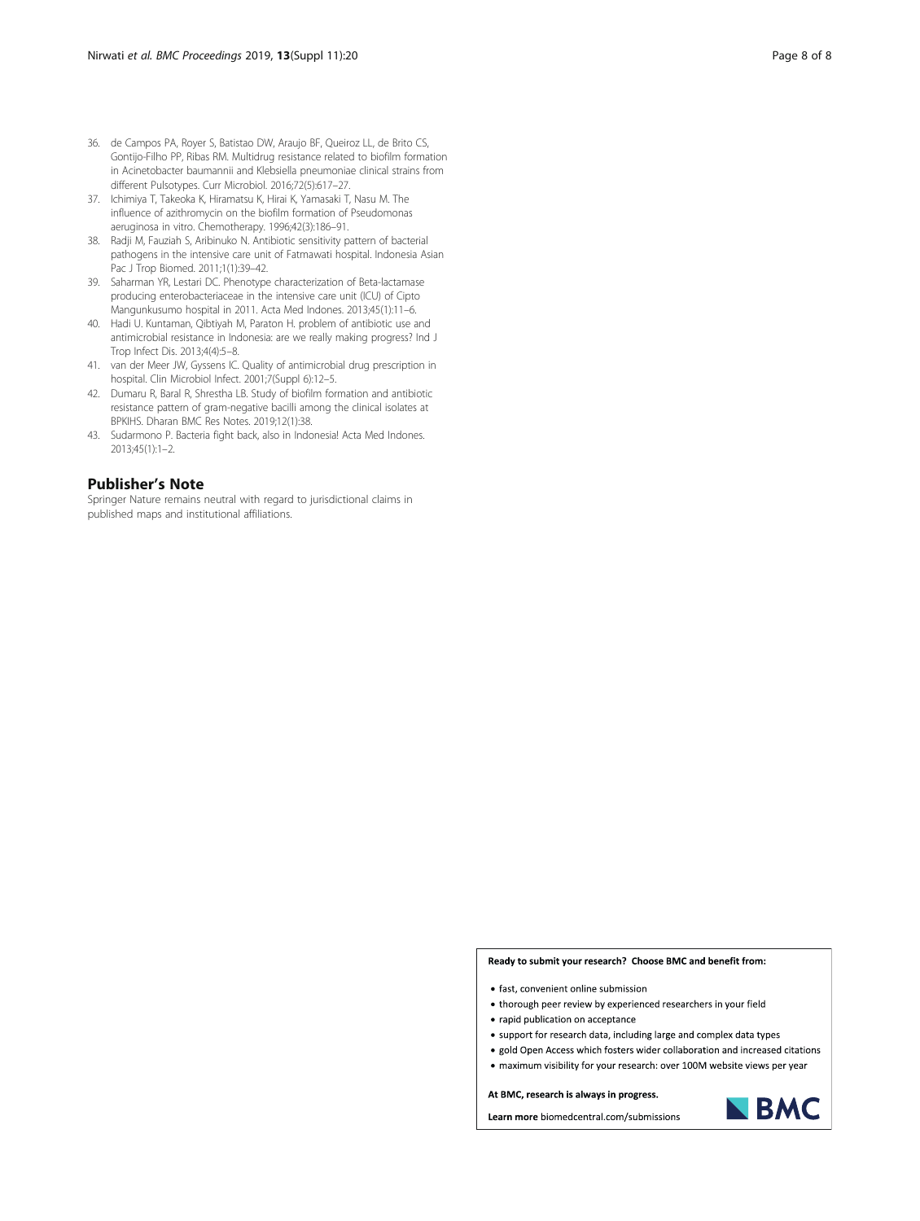36. de Campos PA, Royer S, Batistao DW, Araujo BF, Queiroz LL, de Brito CS, Gontijo-Filho PP, Ribas RM. Multidrug resistance related to biofilm formation in Acinetobacter baumannii and Klebsiella pneumoniae clinical strains from different Pulsotypes. Curr Microbiol. 2016;72(5):617–27.
37. Ichimiya T, Takeoka K, Hiramatsu K, Hirai K, Yamasaki T, Nasu M. The influence of azithromycin on the biofilm formation of Pseudomonas aeruginosa in vitro. Chemotherapy. 1996;42(3):186–91.
38. Radji M, Fauziah S, Aribinuko N. Antibiotic sensitivity pattern of bacterial pathogens in the intensive care unit of Fatmawati hospital. Indonesia Asian Pac J Trop Biomed. 2011;1(1):39–42.
39. Saharman YR, Lestari DC. Phenotype characterization of Beta-lactamase producing enterobacteriaceae in the intensive care unit (ICU) of Cipto Mangunkusumo hospital in 2011. Acta Med Indones. 2013;45(1):11–6.
40. Hadi U. Kuntaman, Qibtiyah M, Paraton H. problem of antibiotic use and antimicrobial resistance in Indonesia: are we really making progress? Ind J Trop Infect Dis. 2013;4(4):5–8.
41. van der Meer JW, Gyssens IC. Quality of antimicrobial drug prescription in hospital. Clin Microbiol Infect. 2001;7(Suppl 6):12–5.
42. Dumaru R, Baral R, Shrestha LB. Study of biofilm formation and antibiotic resistance pattern of gram-negative bacilli among the clinical isolates at BPKIHS. Dharan BMC Res Notes. 2019;12(1):38.
43. Sudarmono P. Bacteria fight back, also in Indonesia! Acta Med Indones. 2013;45(1):1–2.

## Publisher's Note

Springer Nature remains neutral with regard to jurisdictional claims in published maps and institutional affiliations.

**Ready to submit your research? Choose BMC and benefit from:**

- fast, convenient online submission
- thorough peer review by experienced researchers in your field
- rapid publication on acceptance
- support for research data, including large and complex data types
- gold Open Access which fosters wider collaboration and increased citations
- maximum visibility for your research: over 100M website views per year

**At BMC, research is always in progress.**

**Learn more** biomedcentral.com/submissions

BMC